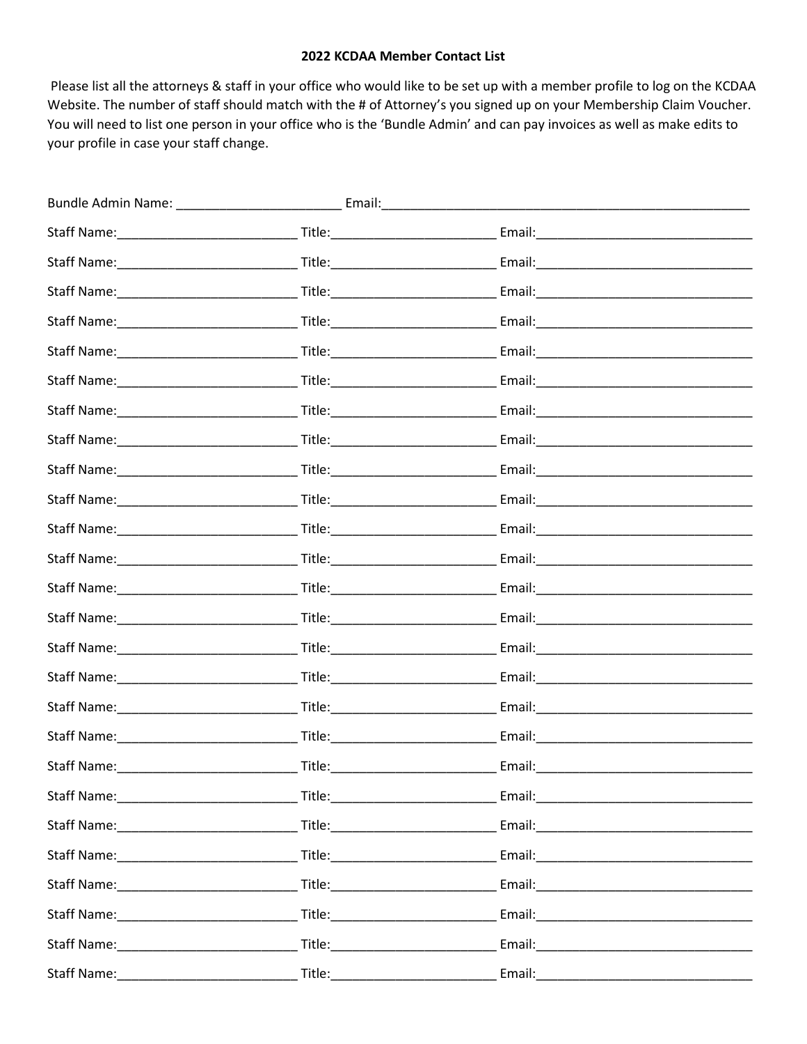## 2022 KCDAA Member Contact List

Please list all the attorneys & staff in your office who would like to be set up with a member profile to log on the KCDAA Website. The number of staff should match with the # of Attorney's you signed up on your Membership Claim Voucher. You will need to list one person in your office who is the 'Bundle Admin' and can pay invoices as well as make edits to your profile in case your staff change.

Bundle Admin Name: ______________________ Email:__________________________________________________

Staff Name:________________________ Title:______________________ Email:_____________________________

Staff Name:________________________ Title:______________________ Email:_____________________________

Staff Name:________________________ Title:______________________ Email:_____________________________

Staff Name:________________________ Title:______________________ Email:_____________________________

Staff Name:________________________ Title:______________________ Email:_____________________________

Staff Name:________________________ Title:______________________ Email:_____________________________

Staff Name:________________________ Title:______________________ Email:_____________________________

Staff Name:________________________ Title:______________________ Email:_____________________________

Staff Name:________________________ Title:______________________ Email:_____________________________

Staff Name:________________________ Title:______________________ Email:_____________________________

Staff Name:________________________ Title:______________________ Email:_____________________________

Staff Name:________________________ Title:______________________ Email:_____________________________

Staff Name:________________________ Title:______________________ Email:_____________________________

Staff Name:________________________ Title:______________________ Email:_____________________________

Staff Name:________________________ Title:______________________ Email:_____________________________

Staff Name:________________________ Title:______________________ Email:_____________________________

Staff Name:________________________ Title:______________________ Email:_____________________________

Staff Name:________________________ Title:______________________ Email:_____________________________

Staff Name:________________________ Title:______________________ Email:_____________________________

Staff Name:________________________ Title:______________________ Email:_____________________________

Staff Name:________________________ Title:______________________ Email:_____________________________

Staff Name:________________________ Title:______________________ Email:_____________________________

Staff Name:________________________ Title:______________________ Email:_____________________________

Staff Name:________________________ Title:______________________ Email:_____________________________

Staff Name:________________________ Title:______________________ Email:_____________________________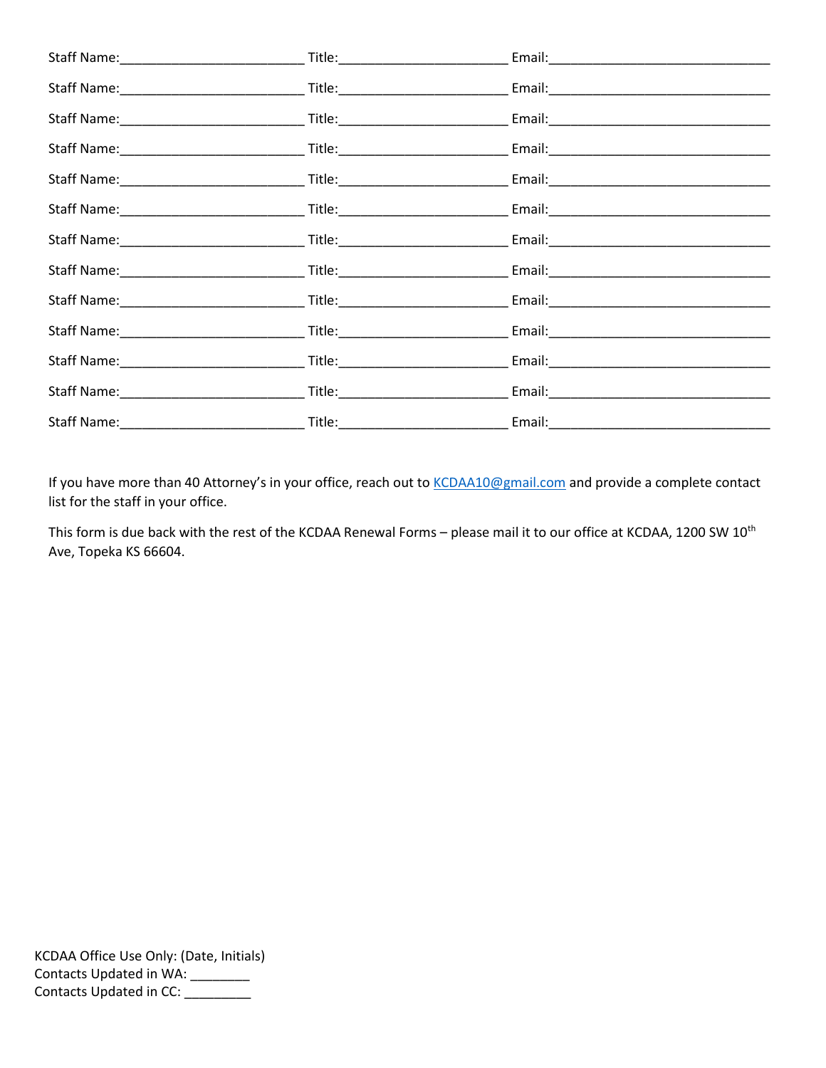Staff Name:_________________________ Title:_______________________ Email:______________________________

Staff Name:_________________________ Title:_______________________ Email:______________________________

Staff Name:_________________________ Title:_______________________ Email:______________________________

Staff Name:_________________________ Title:_______________________ Email:______________________________

Staff Name:_________________________ Title:_______________________ Email:______________________________

Staff Name:_________________________ Title:_______________________ Email:______________________________

Staff Name:_________________________ Title:_______________________ Email:______________________________

Staff Name:_________________________ Title:_______________________ Email:______________________________

Staff Name:_________________________ Title:_______________________ Email:______________________________

Staff Name:_________________________ Title:_______________________ Email:______________________________

Staff Name:_________________________ Title:_______________________ Email:______________________________

Staff Name:_________________________ Title:_______________________ Email:______________________________

Staff Name:_________________________ Title:_______________________ Email:______________________________

If you have more than 40 Attorney's in your office, reach out to KCDAA10@gmail.com and provide a complete contact list for the staff in your office.

This form is due back with the rest of the KCDAA Renewal Forms – please mail it to our office at KCDAA, 1200 SW 10th Ave, Topeka KS 66604.

KCDAA Office Use Only: (Date, Initials)
Contacts Updated in WA: ________
Contacts Updated in CC: _________